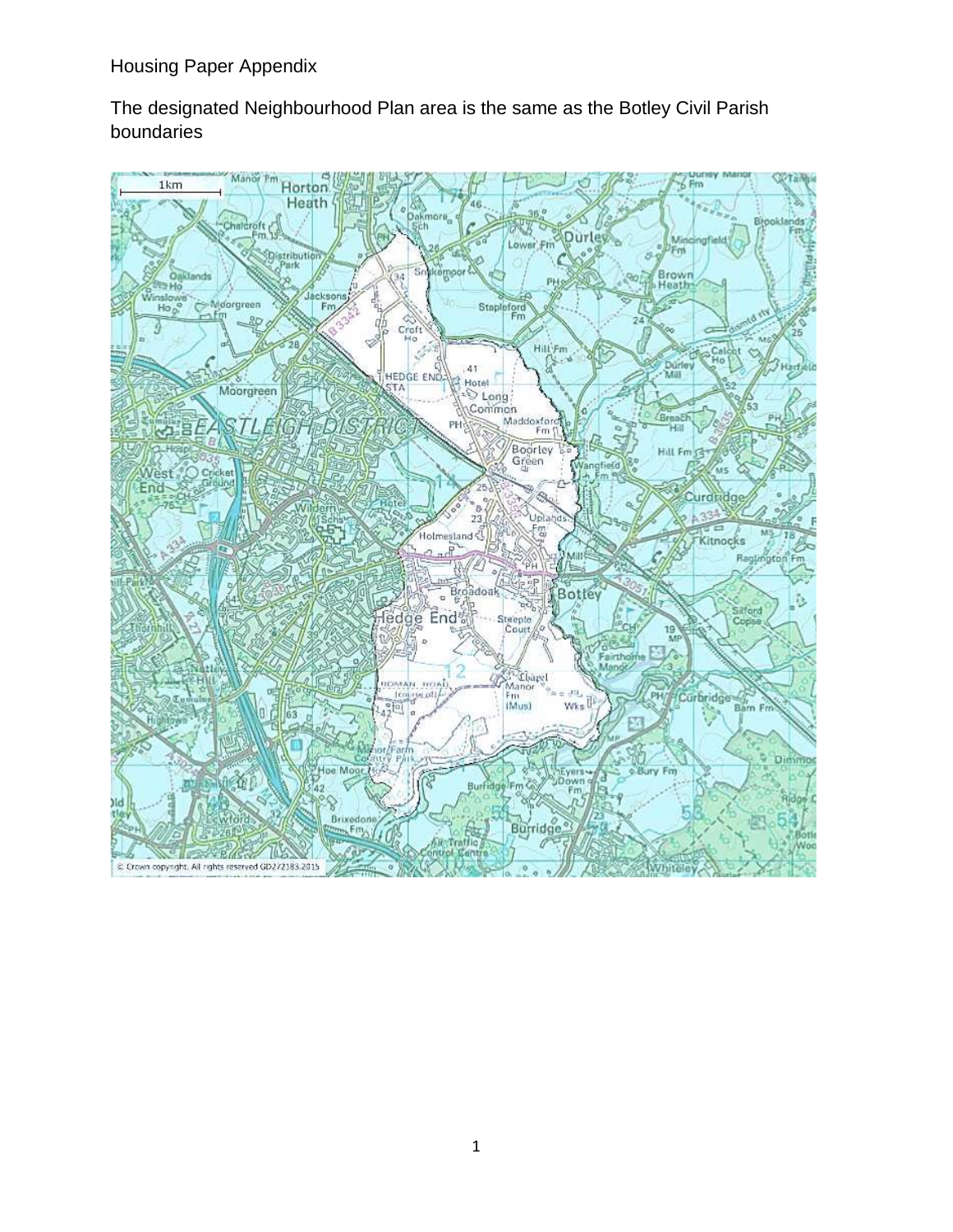Housing Paper Appendix

The designated Neighbourhood Plan area is the same as the Botley Civil Parish boundaries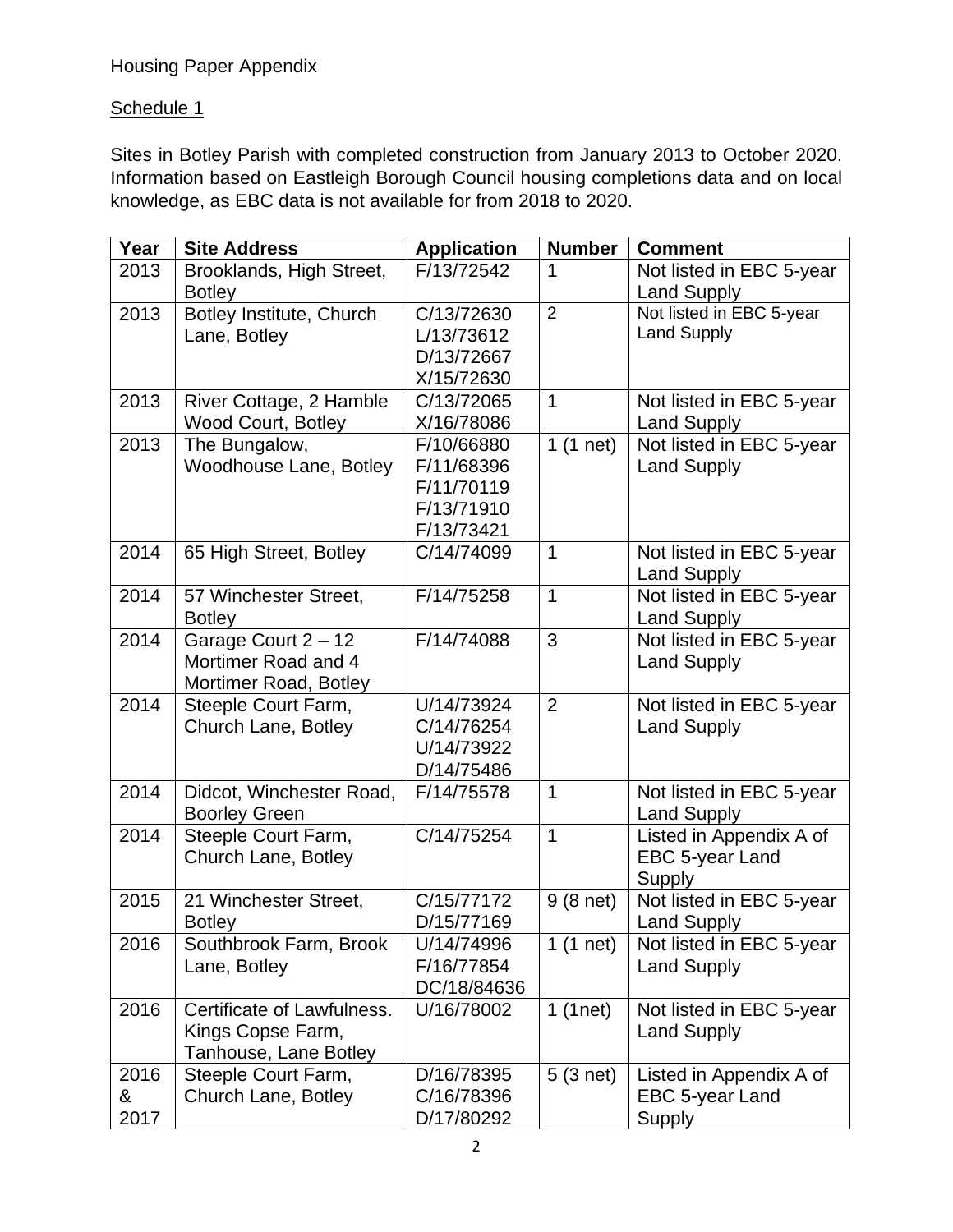Housing Paper Appendix

Schedule 1

Sites in Botley Parish with completed construction from January 2013 to October 2020. Information based on Eastleigh Borough Council housing completions data and on local knowledge, as EBC data is not available for from 2018 to 2020.

| Year | Site Address | Application | Number | Comment |
|---|---|---|---|---|
| 2013 | Brooklands, High Street, Botley | F/13/72542 | 1 | Not listed in EBC 5-year Land Supply |
| 2013 | Botley Institute, Church Lane, Botley | C/13/72630 L/13/73612 D/13/72667 X/15/72630 | 2 | Not listed in EBC 5-year Land Supply |
| 2013 | River Cottage, 2 Hamble Wood Court, Botley | C/13/72065 X/16/78086 | 1 | Not listed in EBC 5-year Land Supply |
| 2013 | The Bungalow, Woodhouse Lane, Botley | F/10/66880 F/11/68396 F/11/70119 F/13/71910 F/13/73421 | 1 (1 net) | Not listed in EBC 5-year Land Supply |
| 2014 | 65 High Street, Botley | C/14/74099 | 1 | Not listed in EBC 5-year Land Supply |
| 2014 | 57 Winchester Street, Botley | F/14/75258 | 1 | Not listed in EBC 5-year Land Supply |
| 2014 | Garage Court 2 – 12 Mortimer Road and 4 Mortimer Road, Botley | F/14/74088 | 3 | Not listed in EBC 5-year Land Supply |
| 2014 | Steeple Court Farm, Church Lane, Botley | U/14/73924 C/14/76254 U/14/73922 D/14/75486 | 2 | Not listed in EBC 5-year Land Supply |
| 2014 | Didcot, Winchester Road, Boorley Green | F/14/75578 | 1 | Not listed in EBC 5-year Land Supply |
| 2014 | Steeple Court Farm, Church Lane, Botley | C/14/75254 | 1 | Listed in Appendix A of EBC 5-year Land Supply |
| 2015 | 21 Winchester Street, Botley | C/15/77172 D/15/77169 | 9 (8 net) | Not listed in EBC 5-year Land Supply |
| 2016 | Southbrook Farm, Brook Lane, Botley | U/14/74996 F/16/77854 DC/18/84636 | 1 (1 net) | Not listed in EBC 5-year Land Supply |
| 2016 | Certificate of Lawfulness. Kings Copse Farm, Tanhouse, Lane Botley | U/16/78002 | 1 (1net) | Not listed in EBC 5-year Land Supply |
| 2016 & 2017 | Steeple Court Farm, Church Lane, Botley | D/16/78395 C/16/78396 D/17/80292 | 5 (3 net) | Listed in Appendix A of EBC 5-year Land Supply |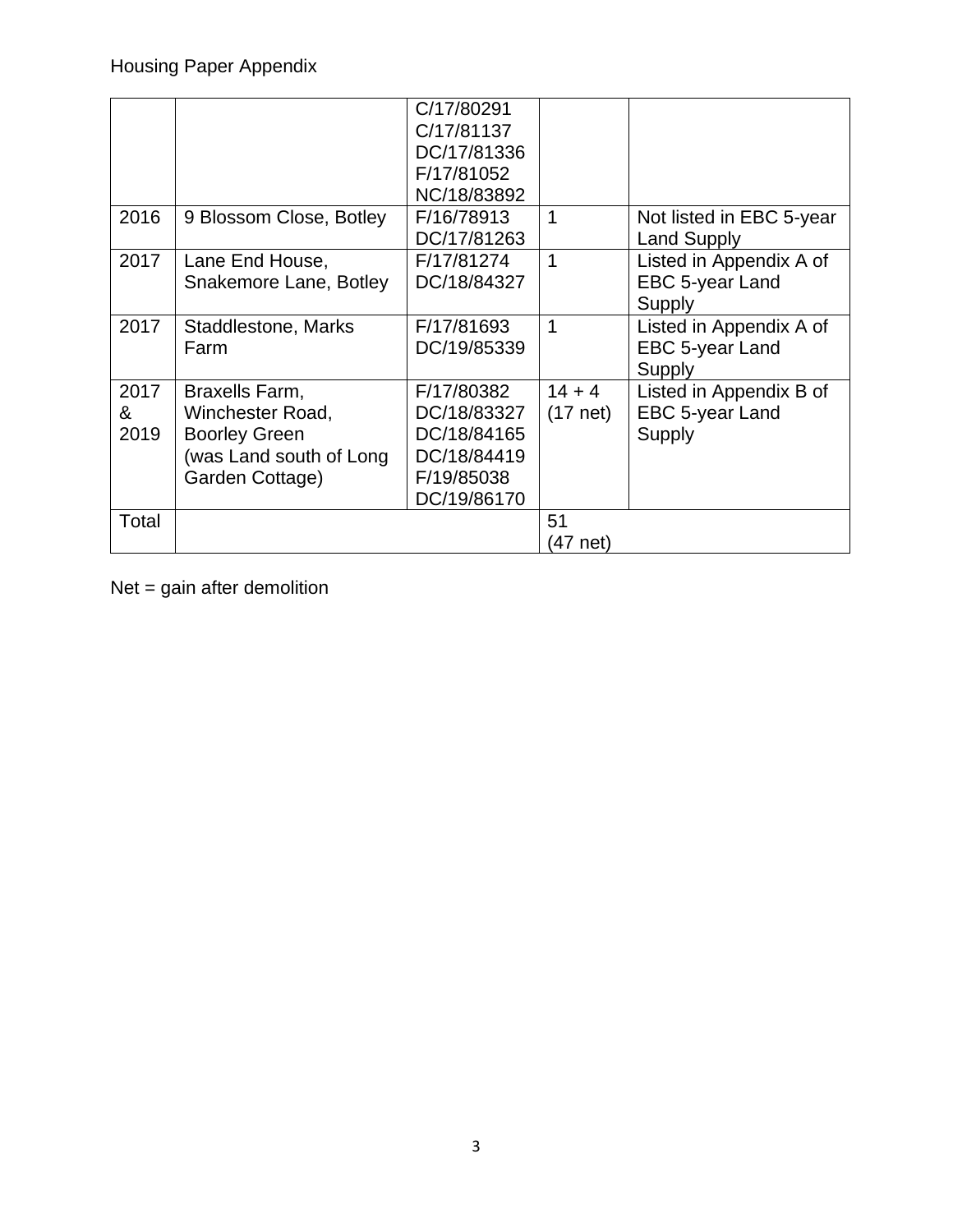| | | C/17/80291<br>C/17/81137<br>DC/17/81336<br>F/17/81052<br>NC/18/83892 | | |
|---|---|---|---|---|
| 2016 | 9 Blossom Close, Botley | F/16/78913<br>DC/17/81263 | 1 | Not listed in EBC 5-year Land Supply |
| 2017 | Lane End House, Snakemore Lane, Botley | F/17/81274<br>DC/18/84327 | 1 | Listed in Appendix A of EBC 5-year Land Supply |
| 2017 | Staddlestone, Marks Farm | F/17/81693<br>DC/19/85339 | 1 | Listed in Appendix A of EBC 5-year Land Supply |
| 2017 & 2019 | Braxells Farm, Winchester Road, Boorley Green (was Land south of Long Garden Cottage) | F/17/80382<br>DC/18/83327<br>DC/18/84165<br>DC/18/84419<br>F/19/85038<br>DC/19/86170 | 14 + 4 (17 net) | Listed in Appendix B of EBC 5-year Land Supply |
| Total | | | 51 (47 net) | |

Net = gain after demolition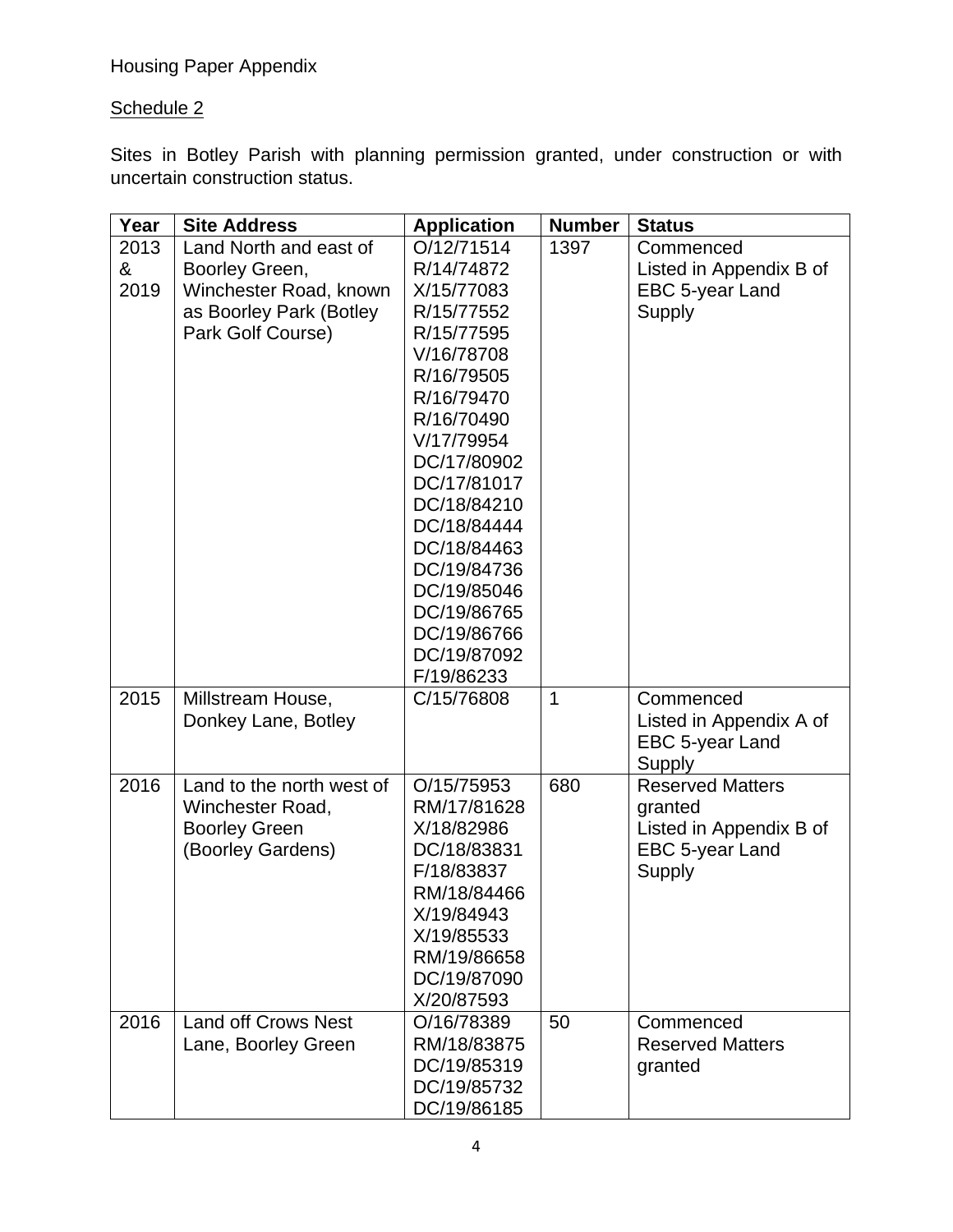Housing Paper Appendix

Schedule 2

Sites in Botley Parish with planning permission granted, under construction or with uncertain construction status.

| Year | Site Address | Application | Number | Status |
|---|---|---|---|---|
| 2013 & 2019 | Land North and east of Boorley Green, Winchester Road, known as Boorley Park (Botley Park Golf Course) | O/12/71514<br>R/14/74872<br>X/15/77083<br>R/15/77552<br>R/15/77595<br>V/16/78708<br>R/16/79505<br>R/16/79470<br>R/16/70490<br>V/17/79954<br>DC/17/80902<br>DC/17/81017<br>DC/18/84210<br>DC/18/84444<br>DC/18/84463<br>DC/19/84736<br>DC/19/85046<br>DC/19/86765<br>DC/19/86766<br>DC/19/87092<br>F/19/86233 | 1397 | Commenced<br>Listed in Appendix B of EBC 5-year Land Supply |
| 2015 | Millstream House, Donkey Lane, Botley | C/15/76808 | 1 | Commenced<br>Listed in Appendix A of EBC 5-year Land Supply |
| 2016 | Land to the north west of Winchester Road, Boorley Green (Boorley Gardens) | O/15/75953<br>RM/17/81628<br>X/18/82986<br>DC/18/83831<br>F/18/83837<br>RM/18/84466<br>X/19/84943<br>X/19/85533<br>RM/19/86658<br>DC/19/87090<br>X/20/87593 | 680 | Reserved Matters granted<br>Listed in Appendix B of EBC 5-year Land Supply |
| 2016 | Land off Crows Nest Lane, Boorley Green | O/16/78389<br>RM/18/83875<br>DC/19/85319<br>DC/19/85732<br>DC/19/86185 | 50 | Commenced<br>Reserved Matters granted |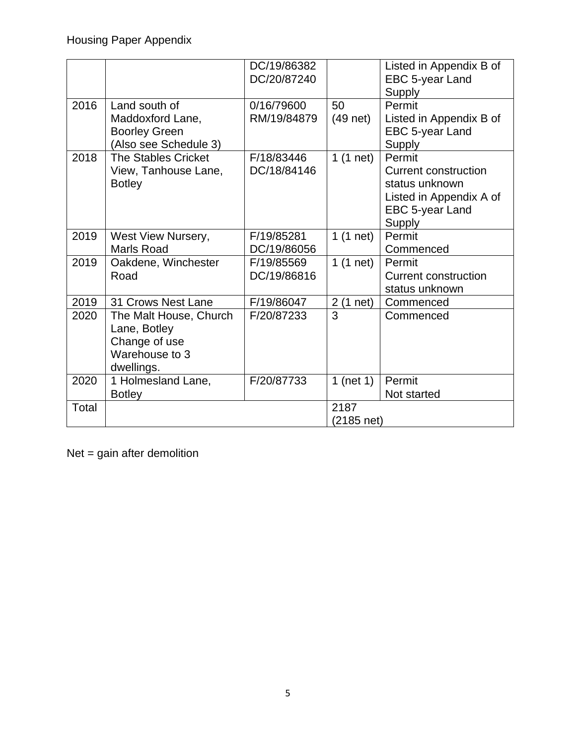| | | DC/19/86382 DC/20/87240 | | Listed in Appendix B of EBC 5-year Land Supply |
|---|---|---|---|---|
| 2016 | Land south of Maddoxford Lane, Boorley Green (Also see Schedule 3) | 0/16/79600 RM/19/84879 | 50 (49 net) | Permit Listed in Appendix B of EBC 5-year Land Supply |
| 2018 | The Stables Cricket View, Tanhouse Lane, Botley | F/18/83446 DC/18/84146 | 1 (1 net) | Permit Current construction status unknown Listed in Appendix A of EBC 5-year Land Supply |
| 2019 | West View Nursery, Marls Road | F/19/85281 DC/19/86056 | 1 (1 net) | Permit Commenced |
| 2019 | Oakdene, Winchester Road | F/19/85569 DC/19/86816 | 1 (1 net) | Permit Current construction status unknown |
| 2019 | 31 Crows Nest Lane | F/19/86047 | 2 (1 net) | Commenced |
| 2020 | The Malt House, Church Lane, Botley Change of use Warehouse to 3 dwellings. | F/20/87233 | 3 | Commenced |
| 2020 | 1 Holmesland Lane, Botley | F/20/87733 | 1 (net 1) | Permit Not started |
| Total | | | 2187 (2185 net) | |

Net = gain after demolition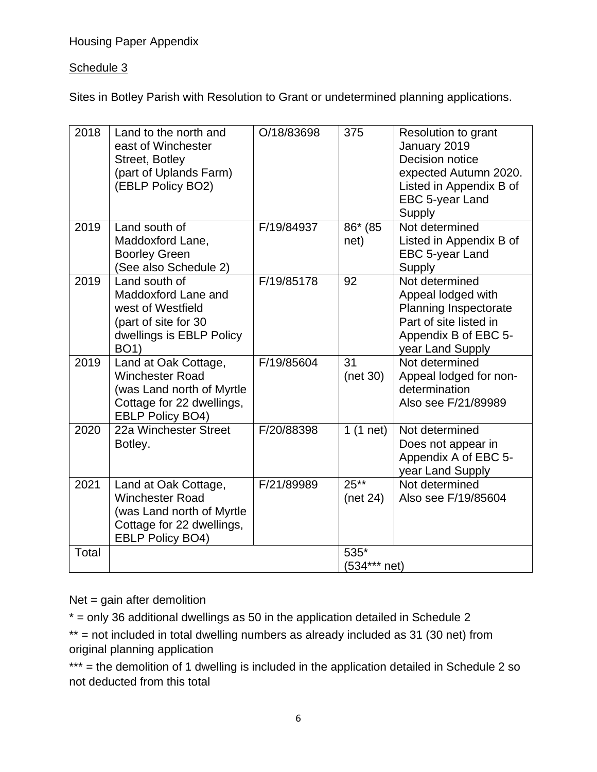Housing Paper Appendix

Schedule 3

Sites in Botley Parish with Resolution to Grant or undetermined planning applications.

| | | | | |
|---|---|---|---|---|
| 2018 | Land to the north and east of Winchester Street, Botley (part of Uplands Farm) (EBLP Policy BO2) | O/18/83698 | 375 | Resolution to grant January 2019 Decision notice expected Autumn 2020. Listed in Appendix B of EBC 5-year Land Supply |
| 2019 | Land south of Maddoxford Lane, Boorley Green (See also Schedule 2) | F/19/84937 | 86* (85 net) | Not determined Listed in Appendix B of EBC 5-year Land Supply |
| 2019 | Land south of Maddoxford Lane and west of Westfield (part of site for 30 dwellings is EBLP Policy BO1) | F/19/85178 | 92 | Not determined Appeal lodged with Planning Inspectorate Part of site listed in Appendix B of EBC 5-year Land Supply |
| 2019 | Land at Oak Cottage, Winchester Road (was Land north of Myrtle Cottage for 22 dwellings, EBLP Policy BO4) | F/19/85604 | 31 (net 30) | Not determined Appeal lodged for non-determination Also see F/21/89989 |
| 2020 | 22a Winchester Street Botley. | F/20/88398 | 1 (1 net) | Not determined Does not appear in Appendix A of EBC 5-year Land Supply |
| 2021 | Land at Oak Cottage, Winchester Road (was Land north of Myrtle Cottage for 22 dwellings, EBLP Policy BO4) | F/21/89989 | 25** (net 24) | Not determined Also see F/19/85604 |
| Total | | | 535* (534*** net) | |

Net = gain after demolition

* = only 36 additional dwellings as 50 in the application detailed in Schedule 2

** = not included in total dwelling numbers as already included as 31 (30 net) from original planning application

*** = the demolition of 1 dwelling is included in the application detailed in Schedule 2 so not deducted from this total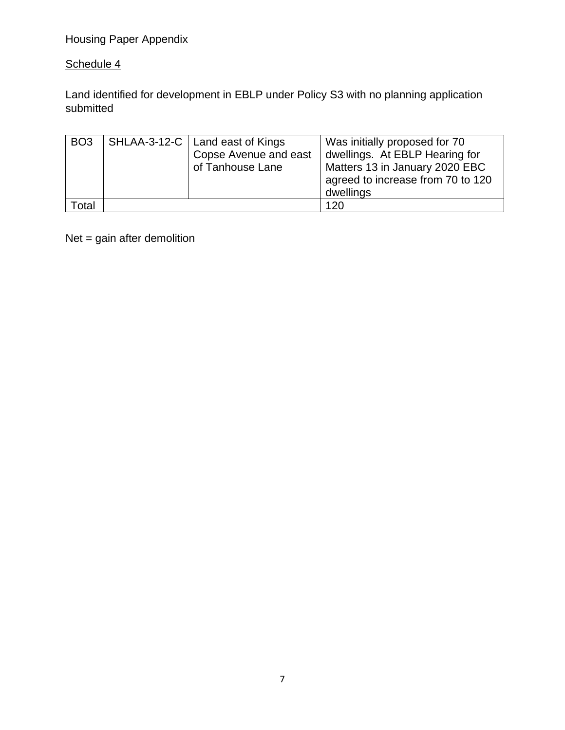Housing Paper Appendix

Schedule 4

Land identified for development in EBLP under Policy S3 with no planning application submitted

| | | | |
|---|---|---|---|
| BO3 | SHLAA-3-12-C | Land east of Kings Copse Avenue and east of Tanhouse Lane | Was initially proposed for 70 dwellings. At EBLP Hearing for Matters 13 in January 2020 EBC agreed to increase from 70 to 120 dwellings |
| Total | | | 120 |

Net = gain after demolition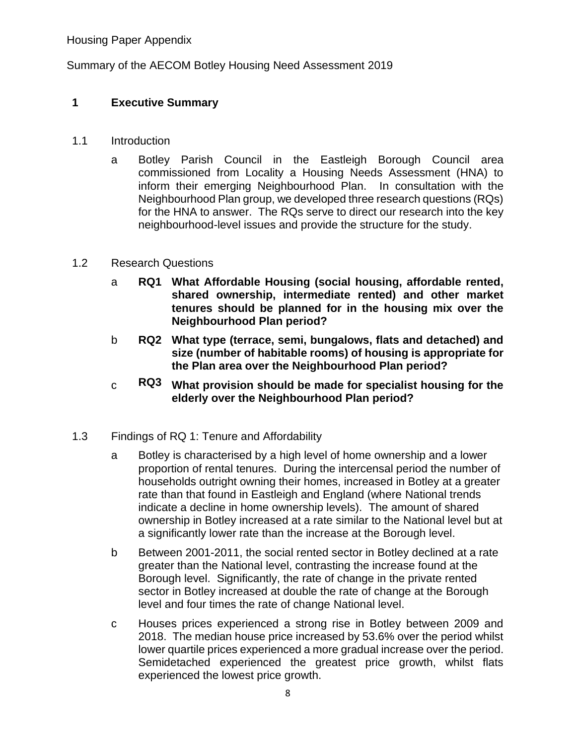Housing Paper Appendix

Summary of the AECOM Botley Housing Need Assessment 2019

# 1 Executive Summary

## 1.1 Introduction

a Botley Parish Council in the Eastleigh Borough Council area commissioned from Locality a Housing Needs Assessment (HNA) to inform their emerging Neighbourhood Plan. In consultation with the Neighbourhood Plan group, we developed three research questions (RQs) for the HNA to answer. The RQs serve to direct our research into the key neighbourhood-level issues and provide the structure for the study.

## 1.2 Research Questions

a **RQ1 What Affordable Housing (social housing, affordable rented, shared ownership, intermediate rented) and other market tenures should be planned for in the housing mix over the Neighbourhood Plan period?**

b **RQ2 What type (terrace, semi, bungalows, flats and detached) and size (number of habitable rooms) of housing is appropriate for the Plan area over the Neighbourhood Plan period?**

c **RQ3 What provision should be made for specialist housing for the elderly over the Neighbourhood Plan period?**

## 1.3 Findings of RQ 1: Tenure and Affordability

a Botley is characterised by a high level of home ownership and a lower proportion of rental tenures. During the intercensal period the number of households outright owning their homes, increased in Botley at a greater rate than that found in Eastleigh and England (where National trends indicate a decline in home ownership levels). The amount of shared ownership in Botley increased at a rate similar to the National level but at a significantly lower rate than the increase at the Borough level.

b Between 2001-2011, the social rented sector in Botley declined at a rate greater than the National level, contrasting the increase found at the Borough level. Significantly, the rate of change in the private rented sector in Botley increased at double the rate of change at the Borough level and four times the rate of change National level.

c Houses prices experienced a strong rise in Botley between 2009 and 2018. The median house price increased by 53.6% over the period whilst lower quartile prices experienced a more gradual increase over the period. Semidetached experienced the greatest price growth, whilst flats experienced the lowest price growth.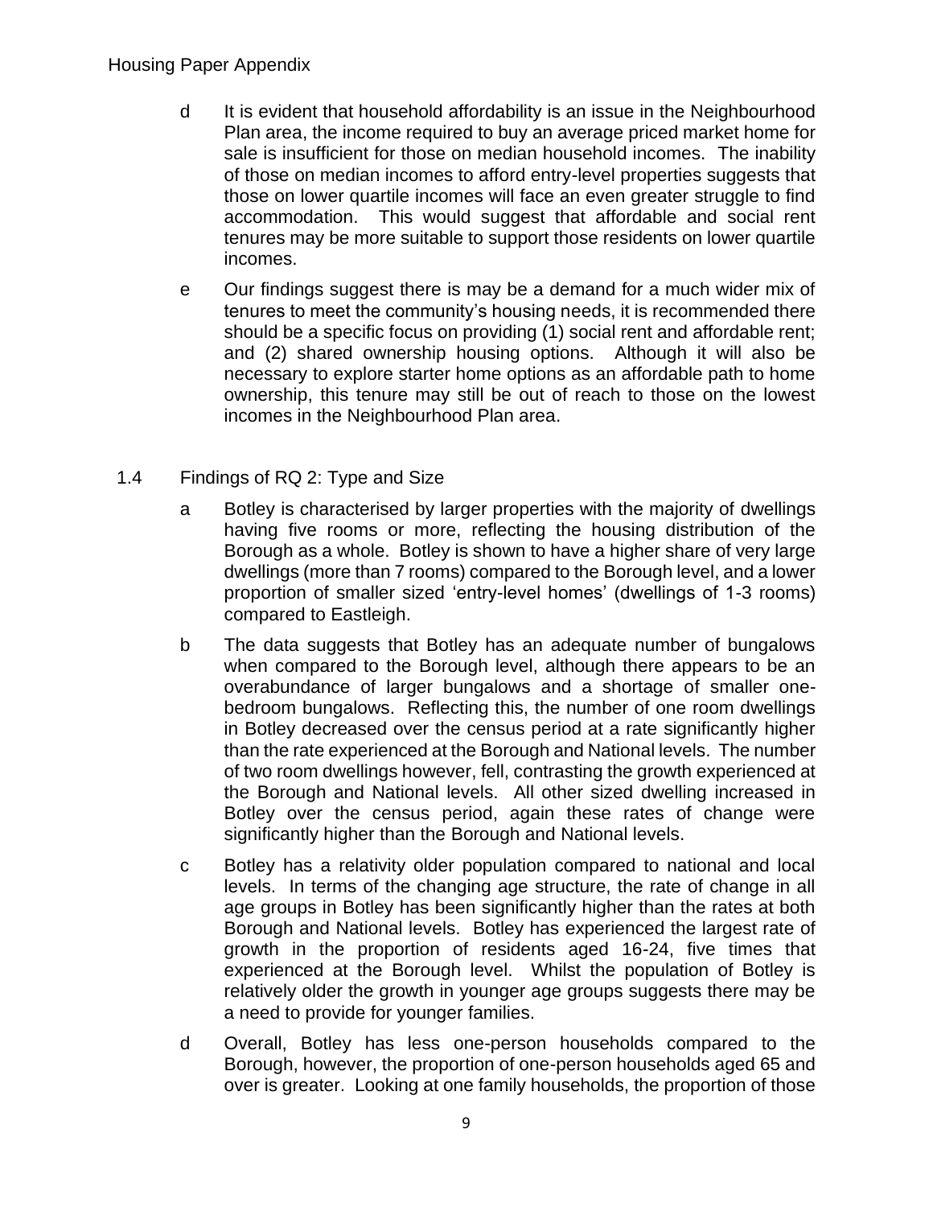d It is evident that household affordability is an issue in the Neighbourhood Plan area, the income required to buy an average priced market home for sale is insufficient for those on median household incomes. The inability of those on median incomes to afford entry-level properties suggests that those on lower quartile incomes will face an even greater struggle to find accommodation. This would suggest that affordable and social rent tenures may be more suitable to support those residents on lower quartile incomes.

e Our findings suggest there is may be a demand for a much wider mix of tenures to meet the community's housing needs, it is recommended there should be a specific focus on providing (1) social rent and affordable rent; and (2) shared ownership housing options. Although it will also be necessary to explore starter home options as an affordable path to home ownership, this tenure may still be out of reach to those on the lowest incomes in the Neighbourhood Plan area.

1.4 Findings of RQ 2: Type and Size

a Botley is characterised by larger properties with the majority of dwellings having five rooms or more, reflecting the housing distribution of the Borough as a whole. Botley is shown to have a higher share of very large dwellings (more than 7 rooms) compared to the Borough level, and a lower proportion of smaller sized 'entry-level homes' (dwellings of 1-3 rooms) compared to Eastleigh.

b The data suggests that Botley has an adequate number of bungalows when compared to the Borough level, although there appears to be an overabundance of larger bungalows and a shortage of smaller one-bedroom bungalows. Reflecting this, the number of one room dwellings in Botley decreased over the census period at a rate significantly higher than the rate experienced at the Borough and National levels. The number of two room dwellings however, fell, contrasting the growth experienced at the Borough and National levels. All other sized dwelling increased in Botley over the census period, again these rates of change were significantly higher than the Borough and National levels.

c Botley has a relativity older population compared to national and local levels. In terms of the changing age structure, the rate of change in all age groups in Botley has been significantly higher than the rates at both Borough and National levels. Botley has experienced the largest rate of growth in the proportion of residents aged 16-24, five times that experienced at the Borough level. Whilst the population of Botley is relatively older the growth in younger age groups suggests there may be a need to provide for younger families.

d Overall, Botley has less one-person households compared to the Borough, however, the proportion of one-person households aged 65 and over is greater. Looking at one family households, the proportion of those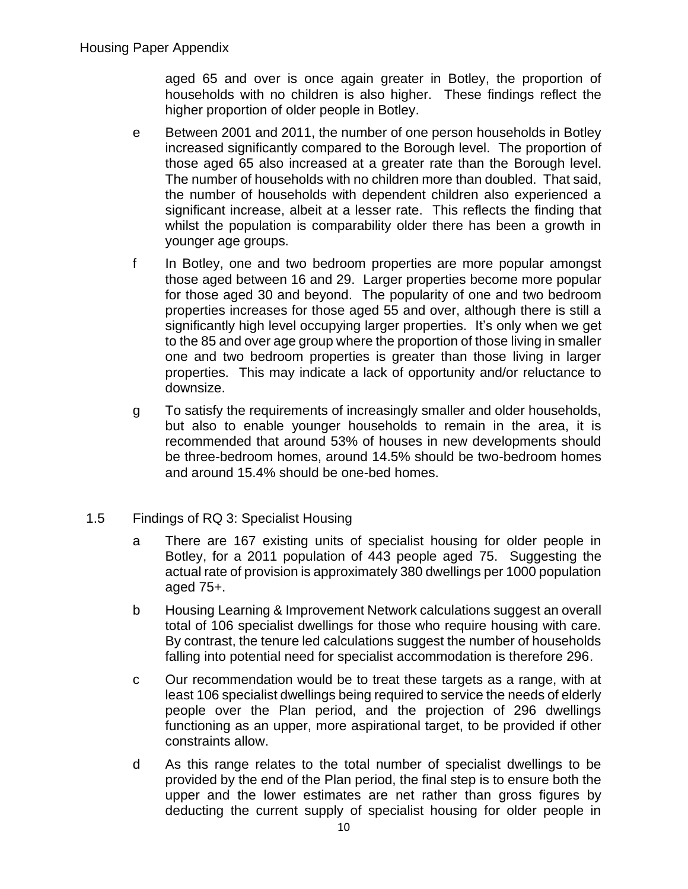aged 65 and over is once again greater in Botley, the proportion of households with no children is also higher. These findings reflect the higher proportion of older people in Botley.

e Between 2001 and 2011, the number of one person households in Botley increased significantly compared to the Borough level. The proportion of those aged 65 also increased at a greater rate than the Borough level. The number of households with no children more than doubled. That said, the number of households with dependent children also experienced a significant increase, albeit at a lesser rate. This reflects the finding that whilst the population is comparability older there has been a growth in younger age groups.

f In Botley, one and two bedroom properties are more popular amongst those aged between 16 and 29. Larger properties become more popular for those aged 30 and beyond. The popularity of one and two bedroom properties increases for those aged 55 and over, although there is still a significantly high level occupying larger properties. It's only when we get to the 85 and over age group where the proportion of those living in smaller one and two bedroom properties is greater than those living in larger properties. This may indicate a lack of opportunity and/or reluctance to downsize.

g To satisfy the requirements of increasingly smaller and older households, but also to enable younger households to remain in the area, it is recommended that around 53% of houses in new developments should be three-bedroom homes, around 14.5% should be two-bedroom homes and around 15.4% should be one-bed homes.

1.5 Findings of RQ 3: Specialist Housing

a There are 167 existing units of specialist housing for older people in Botley, for a 2011 population of 443 people aged 75. Suggesting the actual rate of provision is approximately 380 dwellings per 1000 population aged 75+.

b Housing Learning & Improvement Network calculations suggest an overall total of 106 specialist dwellings for those who require housing with care. By contrast, the tenure led calculations suggest the number of households falling into potential need for specialist accommodation is therefore 296.

c Our recommendation would be to treat these targets as a range, with at least 106 specialist dwellings being required to service the needs of elderly people over the Plan period, and the projection of 296 dwellings functioning as an upper, more aspirational target, to be provided if other constraints allow.

d As this range relates to the total number of specialist dwellings to be provided by the end of the Plan period, the final step is to ensure both the upper and the lower estimates are net rather than gross figures by deducting the current supply of specialist housing for older people in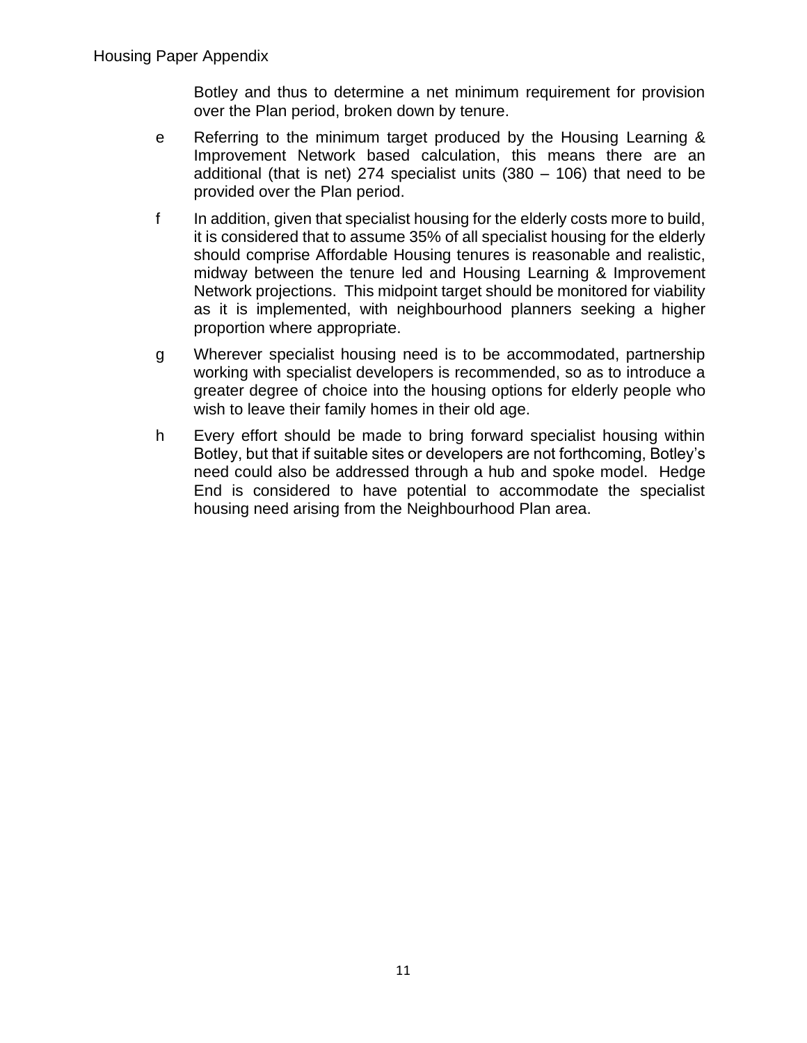Botley and thus to determine a net minimum requirement for provision over the Plan period, broken down by tenure.

e Referring to the minimum target produced by the Housing Learning & Improvement Network based calculation, this means there are an additional (that is net) 274 specialist units (380 – 106) that need to be provided over the Plan period.

f In addition, given that specialist housing for the elderly costs more to build, it is considered that to assume 35% of all specialist housing for the elderly should comprise Affordable Housing tenures is reasonable and realistic, midway between the tenure led and Housing Learning & Improvement Network projections. This midpoint target should be monitored for viability as it is implemented, with neighbourhood planners seeking a higher proportion where appropriate.

g Wherever specialist housing need is to be accommodated, partnership working with specialist developers is recommended, so as to introduce a greater degree of choice into the housing options for elderly people who wish to leave their family homes in their old age.

h Every effort should be made to bring forward specialist housing within Botley, but that if suitable sites or developers are not forthcoming, Botley's need could also be addressed through a hub and spoke model. Hedge End is considered to have potential to accommodate the specialist housing need arising from the Neighbourhood Plan area.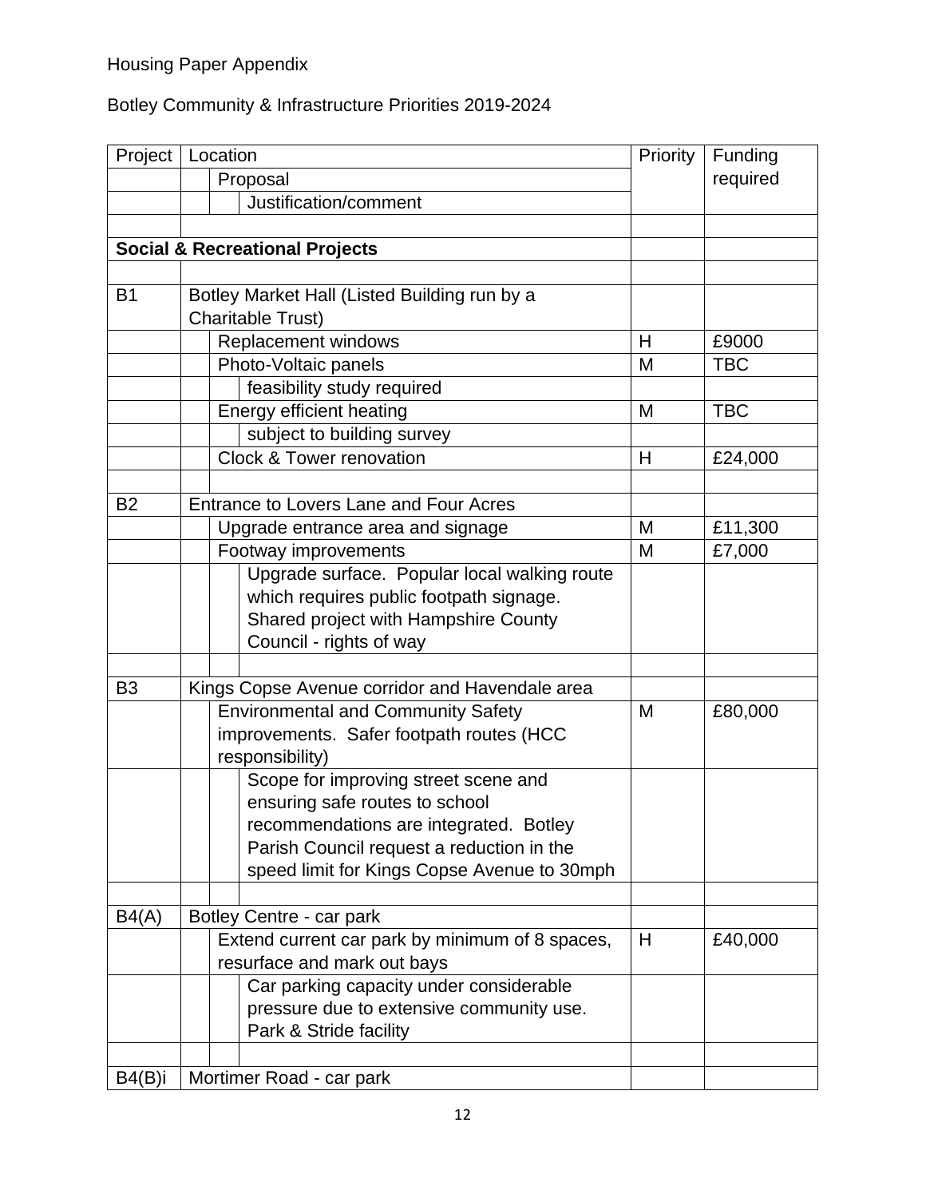Housing Paper Appendix

Botley Community & Infrastructure Priorities 2019-2024

| Project | Location | | | Priority | Funding required |
|---|---|---|---|---|---|
| | | Proposal | | | |
| | | | Justification/comment | | |
| | | | | | |
| **Social & Recreational Projects** | | | | | |
| | | | | | |
| B1 | Botley Market Hall (Listed Building run by a Charitable Trust) | | | | |
| | | Replacement windows | | H | £9000 |
| | | Photo-Voltaic panels | | M | TBC |
| | | | feasibility study required | | |
| | | Energy efficient heating | | M | TBC |
| | | | subject to building survey | | |
| | | Clock & Tower renovation | | H | £24,000 |
| | | | | | |
| B2 | Entrance to Lovers Lane and Four Acres | | | | |
| | | Upgrade entrance area and signage | | M | £11,300 |
| | | Footway improvements | | M | £7,000 |
| | | | Upgrade surface. Popular local walking route which requires public footpath signage. Shared project with Hampshire County Council - rights of way | | |
| | | | | | |
| B3 | Kings Copse Avenue corridor and Havendale area | | | | |
| | | Environmental and Community Safety improvements. Safer footpath routes (HCC responsibility) | | M | £80,000 |
| | | | Scope for improving street scene and ensuring safe routes to school recommendations are integrated. Botley Parish Council request a reduction in the speed limit for Kings Copse Avenue to 30mph | | |
| | | | | | |
| B4(A) | Botley Centre - car park | | | | |
| | | Extend current car park by minimum of 8 spaces, resurface and mark out bays | | H | £40,000 |
| | | | Car parking capacity under considerable pressure due to extensive community use. Park & Stride facility | | |
| | | | | | |
| B4(B)i | Mortimer Road - car park | | | | |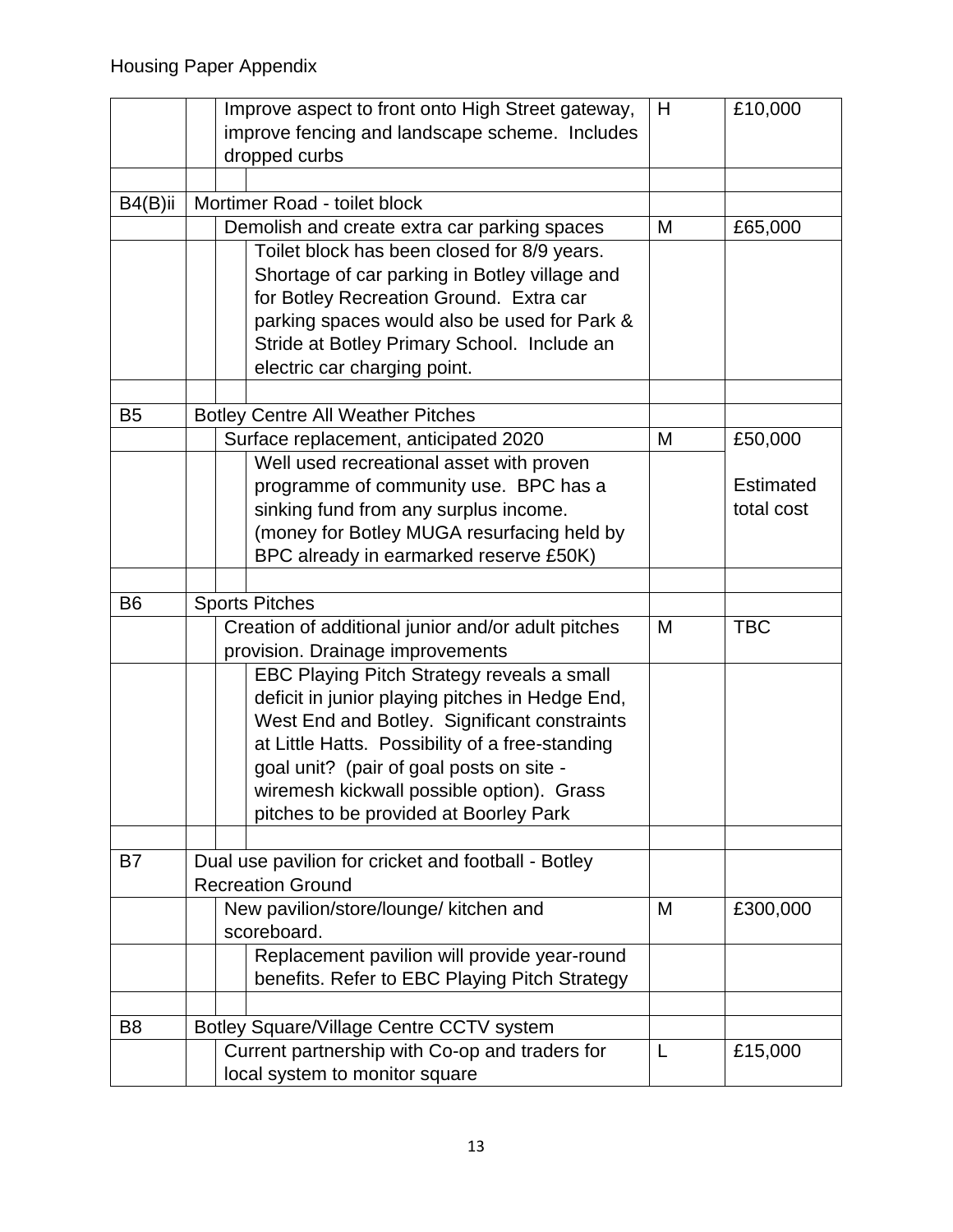Housing Paper Appendix

| | | | | |
|---|---|---|---|---|
| | | Improve aspect to front onto High Street gateway, improve fencing and landscape scheme. Includes dropped curbs | H | £10,000 |
| | | | | |
| B4(B)ii | Mortimer Road - toilet block | | | |
| | | Demolish and create extra car parking spaces | M | £65,000 |
| | | Toilet block has been closed for 8/9 years. Shortage of car parking in Botley village and for Botley Recreation Ground. Extra car parking spaces would also be used for Park & Stride at Botley Primary School. Include an electric car charging point. | | |
| | | | | |
| B5 | Botley Centre All Weather Pitches | | | |
| | | Surface replacement, anticipated 2020 | M | £50,000 |
| | | Well used recreational asset with proven programme of community use. BPC has a sinking fund from any surplus income. (money for Botley MUGA resurfacing held by BPC already in earmarked reserve £50K) | | Estimated total cost |
| | | | | |
| B6 | Sports Pitches | | | |
| | | Creation of additional junior and/or adult pitches provision. Drainage improvements | M | TBC |
| | | EBC Playing Pitch Strategy reveals a small deficit in junior playing pitches in Hedge End, West End and Botley. Significant constraints at Little Hatts. Possibility of a free-standing goal unit? (pair of goal posts on site - wiremesh kickwall possible option). Grass pitches to be provided at Boorley Park | | |
| | | | | |
| B7 | Dual use pavilion for cricket and football - Botley Recreation Ground | | | |
| | | New pavilion/store/lounge/ kitchen and scoreboard. | M | £300,000 |
| | | Replacement pavilion will provide year-round benefits. Refer to EBC Playing Pitch Strategy | | |
| | | | | |
| B8 | Botley Square/Village Centre CCTV system | | | |
| | | Current partnership with Co-op and traders for local system to monitor square | L | £15,000 |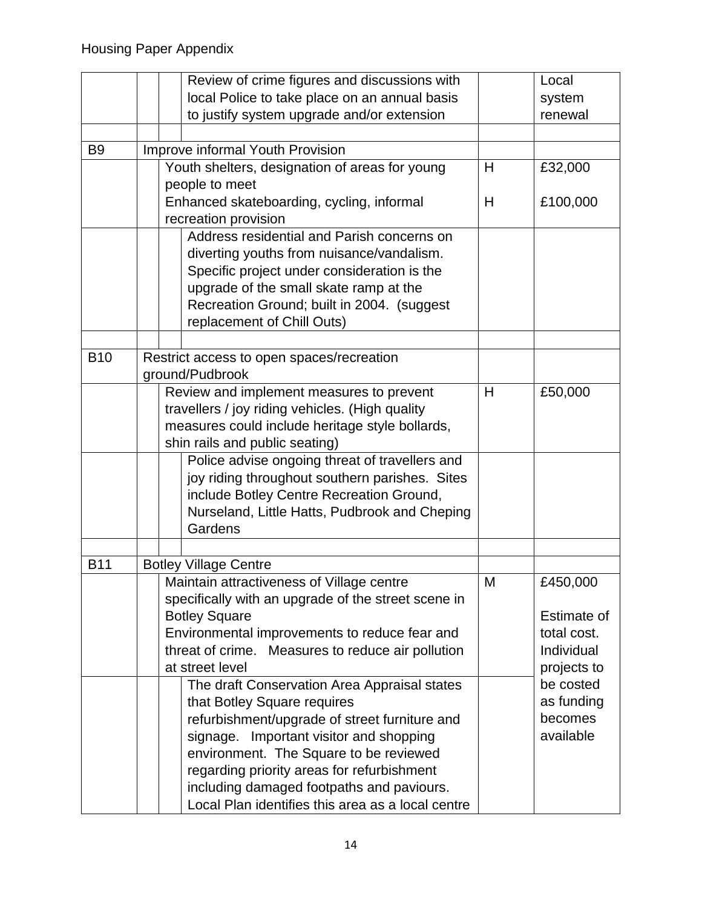| | | | | | |
|---|---|---|---|---|---|
| | | | Review of crime figures and discussions with local Police to take place on an annual basis to justify system upgrade and/or extension | | Local system renewal |
| | | | | | |
| B9 | Improve informal Youth Provision | | | | |
| | | Youth shelters, designation of areas for young people to meet<br>Enhanced skateboarding, cycling, informal recreation provision | | H<br><br>H | £32,000<br><br>£100,000 |
| | | | Address residential and Parish concerns on diverting youths from nuisance/vandalism. Specific project under consideration is the upgrade of the small skate ramp at the Recreation Ground; built in 2004. (suggest replacement of Chill Outs) | | |
| | | | | | |
| B10 | Restrict access to open spaces/recreation ground/Pudbrook | | | | |
| | | Review and implement measures to prevent travellers / joy riding vehicles. (High quality measures could include heritage style bollards, shin rails and public seating) | | H | £50,000 |
| | | | Police advise ongoing threat of travellers and joy riding throughout southern parishes. Sites include Botley Centre Recreation Ground, Nurseland, Little Hatts, Pudbrook and Cheping Gardens | | |
| | | | | | |
| B11 | Botley Village Centre | | | | |
| | | Maintain attractiveness of Village centre specifically with an upgrade of the street scene in Botley Square<br>Environmental improvements to reduce fear and threat of crime. Measures to reduce air pollution at street level | | M | £450,000<br><br>Estimate of total cost. Individual projects to be costed as funding becomes available |
| | | | The draft Conservation Area Appraisal states that Botley Square requires refurbishment/upgrade of street furniture and signage. Important visitor and shopping environment. The Square to be reviewed regarding priority areas for refurbishment including damaged footpaths and paviours. Local Plan identifies this area as a local centre | | |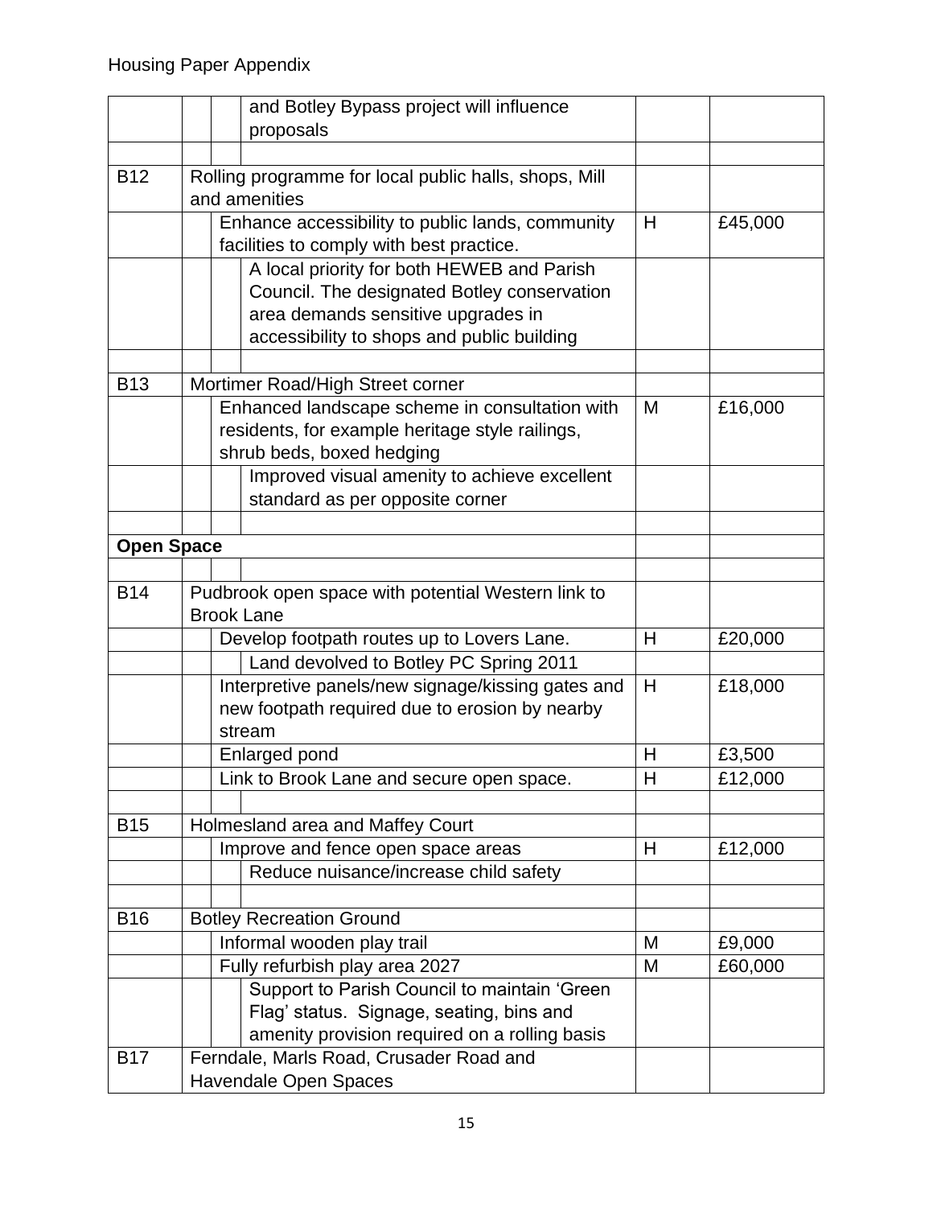| | | | | | |
|---|---|---|---|---|---|
| | | | and Botley Bypass project will influence proposals | | |
| | | | | | |
| B12 | Rolling programme for local public halls, shops, Mill and amenities | | | | |
| | | Enhance accessibility to public lands, community facilities to comply with best practice. | | H | £45,000 |
| | | | A local priority for both HEWEB and Parish Council. The designated Botley conservation area demands sensitive upgrades in accessibility to shops and public building | | |
| | | | | | |
| B13 | Mortimer Road/High Street corner | | | | |
| | | Enhanced landscape scheme in consultation with residents, for example heritage style railings, shrub beds, boxed hedging | | M | £16,000 |
| | | | Improved visual amenity to achieve excellent standard as per opposite corner | | |
| | | | | | |
| **Open Space** | | | | | |
| | | | | | |
| B14 | Pudbrook open space with potential Western link to Brook Lane | | | | |
| | | Develop footpath routes up to Lovers Lane. | | H | £20,000 |
| | | | Land devolved to Botley PC Spring 2011 | | |
| | | Interpretive panels/new signage/kissing gates and new footpath required due to erosion by nearby stream | | H | £18,000 |
| | | Enlarged pond | | H | £3,500 |
| | | Link to Brook Lane and secure open space. | | H | £12,000 |
| | | | | | |
| B15 | Holmesland area and Maffey Court | | | | |
| | | Improve and fence open space areas | | H | £12,000 |
| | | | Reduce nuisance/increase child safety | | |
| | | | | | |
| B16 | Botley Recreation Ground | | | | |
| | | Informal wooden play trail | | M | £9,000 |
| | | Fully refurbish play area 2027 | | M | £60,000 |
| | | | Support to Parish Council to maintain 'Green Flag' status. Signage, seating, bins and amenity provision required on a rolling basis | | |
| B17 | Ferndale, Marls Road, Crusader Road and Havendale Open Spaces | | | | |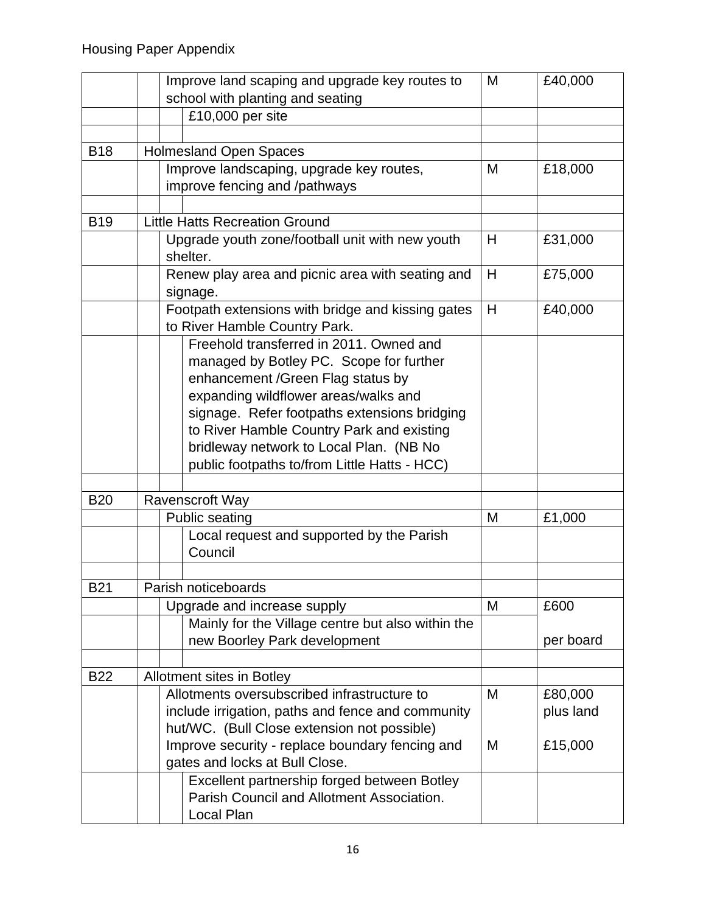Housing Paper Appendix

| | | | | |
|---|---|---|---|---|
| | | Improve land scaping and upgrade key routes to school with planting and seating | M | £40,000 |
| | | £10,000 per site | | |
| | | | | |
| B18 | Holmesland Open Spaces | | | |
| | | Improve landscaping, upgrade key routes, improve fencing and /pathways | M | £18,000 |
| | | | | |
| B19 | Little Hatts Recreation Ground | | | |
| | | Upgrade youth zone/football unit with new youth shelter. | H | £31,000 |
| | | Renew play area and picnic area with seating and signage. | H | £75,000 |
| | | Footpath extensions with bridge and kissing gates to River Hamble Country Park. | H | £40,000 |
| | | Freehold transferred in 2011. Owned and managed by Botley PC. Scope for further enhancement /Green Flag status by expanding wildflower areas/walks and signage. Refer footpaths extensions bridging to River Hamble Country Park and existing bridleway network to Local Plan. (NB No public footpaths to/from Little Hatts - HCC) | | |
| | | | | |
| B20 | Ravenscroft Way | | | |
| | | Public seating | M | £1,000 |
| | | Local request and supported by the Parish Council | | |
| | | | | |
| B21 | Parish noticeboards | | | |
| | | Upgrade and increase supply | M | £600 per board |
| | | Mainly for the Village centre but also within the new Boorley Park development | | |
| | | | | |
| B22 | Allotment sites in Botley | | | |
| | | Allotments oversubscribed infrastructure to include irrigation, paths and fence and community hut/WC. (Bull Close extension not possible) | M | £80,000 plus land |
| | | Improve security - replace boundary fencing and gates and locks at Bull Close. | M | £15,000 |
| | | Excellent partnership forged between Botley Parish Council and Allotment Association. Local Plan | | |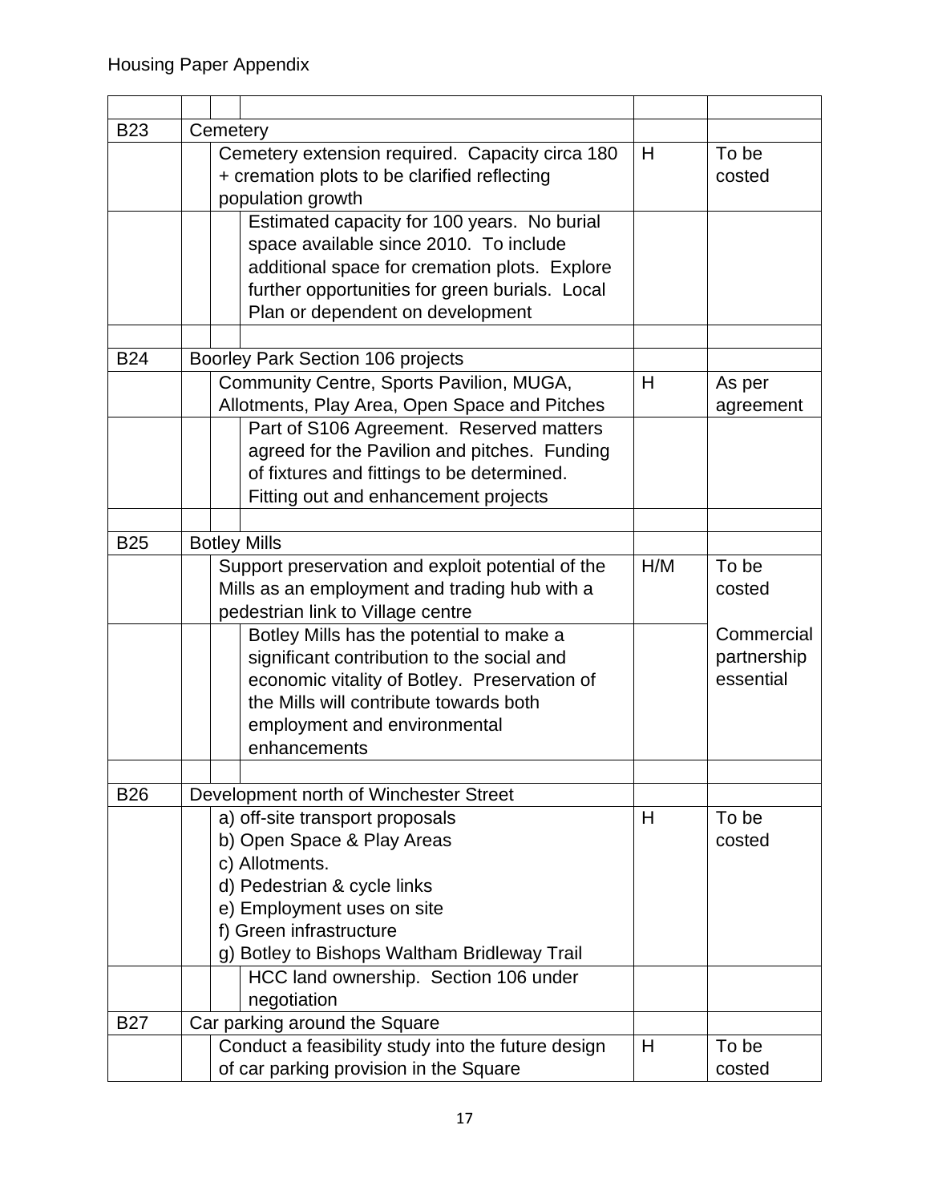| | | | | | |
|---|---|---|---|---|---|
| B23 | Cemetery | | | | |
| | | Cemetery extension required. Capacity circa 180 + cremation plots to be clarified reflecting population growth | | H | To be costed |
| | | | Estimated capacity for 100 years. No burial space available since 2010. To include additional space for cremation plots. Explore further opportunities for green burials. Local Plan or dependent on development | | |
| | | | | | |
| B24 | Boorley Park Section 106 projects | | | | |
| | | Community Centre, Sports Pavilion, MUGA, Allotments, Play Area, Open Space and Pitches | | H | As per agreement |
| | | | Part of S106 Agreement. Reserved matters agreed for the Pavilion and pitches. Funding of fixtures and fittings to be determined. Fitting out and enhancement projects | | |
| | | | | | |
| B25 | Botley Mills | | | | |
| | | Support preservation and exploit potential of the Mills as an employment and trading hub with a pedestrian link to Village centre | | H/M | To be costed |
| | | | Botley Mills has the potential to make a significant contribution to the social and economic vitality of Botley. Preservation of the Mills will contribute towards both employment and environmental enhancements | | Commercial partnership essential |
| | | | | | |
| B26 | Development north of Winchester Street | | | | |
| | | a) off-site transport proposals<br>b) Open Space & Play Areas<br>c) Allotments.<br>d) Pedestrian & cycle links<br>e) Employment uses on site<br>f) Green infrastructure<br>g) Botley to Bishops Waltham Bridleway Trail | | H | To be costed |
| | | | HCC land ownership. Section 106 under negotiation | | |
| B27 | Car parking around the Square | | | | |
| | | Conduct a feasibility study into the future design of car parking provision in the Square | | H | To be costed |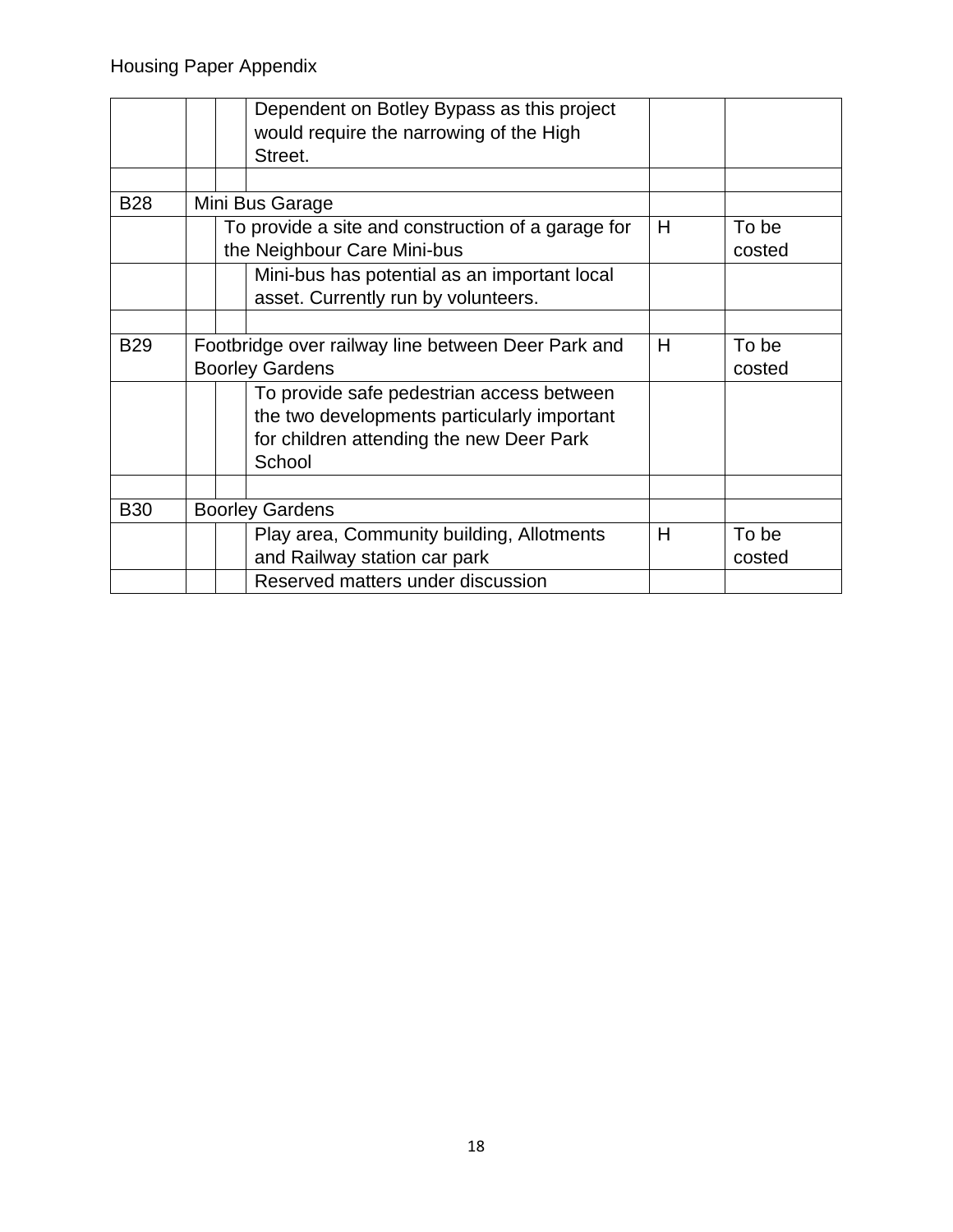| | | | | | |
|---|---|---|---|---|---|
| | | | Dependent on Botley Bypass as this project would require the narrowing of the High Street. | | |
| | | | | | |
| B28 | Mini Bus Garage | | | | |
| | | To provide a site and construction of a garage for the Neighbour Care Mini-bus | | H | To be costed |
| | | | Mini-bus has potential as an important local asset. Currently run by volunteers. | | |
| | | | | | |
| B29 | Footbridge over railway line between Deer Park and Boorley Gardens | | | H | To be costed |
| | | | To provide safe pedestrian access between the two developments particularly important for children attending the new Deer Park School | | |
| | | | | | |
| B30 | Boorley Gardens | | | | |
| | | | Play area, Community building, Allotments and Railway station car park | H | To be costed |
| | | | Reserved matters under discussion | | |